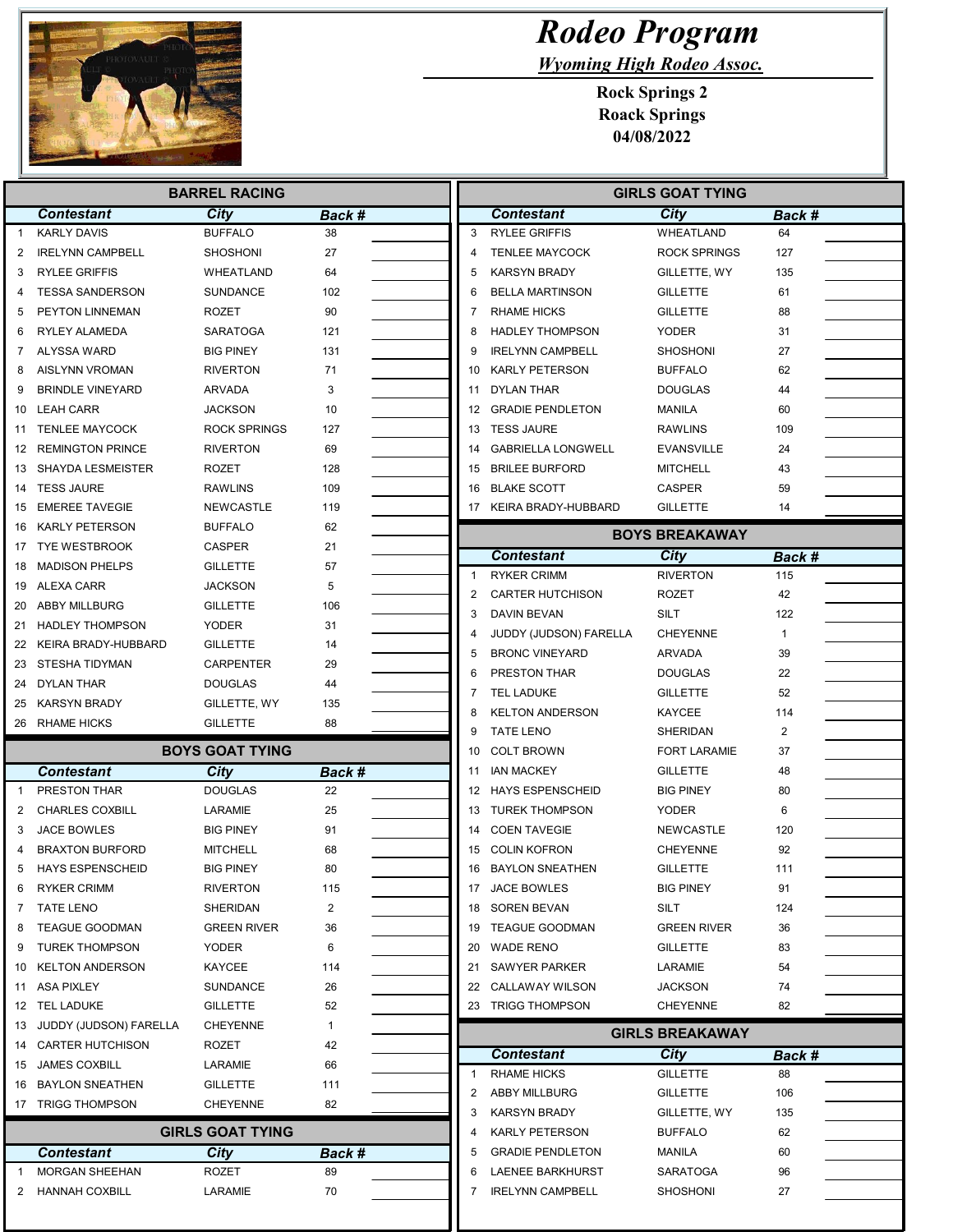# Rodeo Program

*Wyoming High Rodeo Assoc.*

**Rock Springs 2**
**Roack Springs**
**04/08/2022**

## BARREL RACING

| | Contestant | City | Back # | |
|---|---|---|---|---|
| 1 | KARLY DAVIS | BUFFALO | 38 | |
| 2 | IRELYNN CAMPBELL | SHOSHONI | 27 | |
| 3 | RYLEE GRIFFIS | WHEATLAND | 64 | |
| 4 | TESSA SANDERSON | SUNDANCE | 102 | |
| 5 | PEYTON LINNEMAN | ROZET | 90 | |
| 6 | RYLEY ALAMEDA | SARATOGA | 121 | |
| 7 | ALYSSA WARD | BIG PINEY | 131 | |
| 8 | AISLYNN VROMAN | RIVERTON | 71 | |
| 9 | BRINDLE VINEYARD | ARVADA | 3 | |
| 10 | LEAH CARR | JACKSON | 10 | |
| 11 | TENLEE MAYCOCK | ROCK SPRINGS | 127 | |
| 12 | REMINGTON PRINCE | RIVERTON | 69 | |
| 13 | SHAYDA LESMEISTER | ROZET | 128 | |
| 14 | TESS JAURE | RAWLINS | 109 | |
| 15 | EMEREE TAVEGIE | NEWCASTLE | 119 | |
| 16 | KARLY PETERSON | BUFFALO | 62 | |
| 17 | TYE WESTBROOK | CASPER | 21 | |
| 18 | MADISON PHELPS | GILLETTE | 57 | |
| 19 | ALEXA CARR | JACKSON | 5 | |
| 20 | ABBY MILLBURG | GILLETTE | 106 | |
| 21 | HADLEY THOMPSON | YODER | 31 | |
| 22 | KEIRA BRADY-HUBBARD | GILLETTE | 14 | |
| 23 | STESHA TIDYMAN | CARPENTER | 29 | |
| 24 | DYLAN THAR | DOUGLAS | 44 | |
| 25 | KARSYN BRADY | GILLETTE, WY | 135 | |
| 26 | RHAME HICKS | GILLETTE | 88 | |

## BOYS GOAT TYING

| | Contestant | City | Back # | |
|---|---|---|---|---|
| 1 | PRESTON THAR | DOUGLAS | 22 | |
| 2 | CHARLES COXBILL | LARAMIE | 25 | |
| 3 | JACE BOWLES | BIG PINEY | 91 | |
| 4 | BRAXTON BURFORD | MITCHELL | 68 | |
| 5 | HAYS ESPENSCHEID | BIG PINEY | 80 | |
| 6 | RYKER CRIMM | RIVERTON | 115 | |
| 7 | TATE LENO | SHERIDAN | 2 | |
| 8 | TEAGUE GOODMAN | GREEN RIVER | 36 | |
| 9 | TUREK THOMPSON | YODER | 6 | |
| 10 | KELTON ANDERSON | KAYCEE | 114 | |
| 11 | ASA PIXLEY | SUNDANCE | 26 | |
| 12 | TEL LADUKE | GILLETTE | 52 | |
| 13 | JUDDY (JUDSON) FARELLA | CHEYENNE | 1 | |
| 14 | CARTER HUTCHISON | ROZET | 42 | |
| 15 | JAMES COXBILL | LARAMIE | 66 | |
| 16 | BAYLON SNEATHEN | GILLETTE | 111 | |
| 17 | TRIGG THOMPSON | CHEYENNE | 82 | |

## GIRLS GOAT TYING

| | Contestant | City | Back # | |
|---|---|---|---|---|
| 1 | MORGAN SHEEHAN | ROZET | 89 | |
| 2 | HANNAH COXBILL | LARAMIE | 70 | |
| 3 | RYLEE GRIFFIS | WHEATLAND | 64 | |
| 4 | TENLEE MAYCOCK | ROCK SPRINGS | 127 | |
| 5 | KARSYN BRADY | GILLETTE, WY | 135 | |
| 6 | BELLA MARTINSON | GILLETTE | 61 | |
| 7 | RHAME HICKS | GILLETTE | 88 | |
| 8 | HADLEY THOMPSON | YODER | 31 | |
| 9 | IRELYNN CAMPBELL | SHOSHONI | 27 | |
| 10 | KARLY PETERSON | BUFFALO | 62 | |
| 11 | DYLAN THAR | DOUGLAS | 44 | |
| 12 | GRADIE PENDLETON | MANILA | 60 | |
| 13 | TESS JAURE | RAWLINS | 109 | |
| 14 | GABRIELLA LONGWELL | EVANSVILLE | 24 | |
| 15 | BRILEE BURFORD | MITCHELL | 43 | |
| 16 | BLAKE SCOTT | CASPER | 59 | |
| 17 | KEIRA BRADY-HUBBARD | GILLETTE | 14 | |

## BOYS BREAKAWAY

| | Contestant | City | Back # | |
|---|---|---|---|---|
| 1 | RYKER CRIMM | RIVERTON | 115 | |
| 2 | CARTER HUTCHISON | ROZET | 42 | |
| 3 | DAVIN BEVAN | SILT | 122 | |
| 4 | JUDDY (JUDSON) FARELLA | CHEYENNE | 1 | |
| 5 | BRONC VINEYARD | ARVADA | 39 | |
| 6 | PRESTON THAR | DOUGLAS | 22 | |
| 7 | TEL LADUKE | GILLETTE | 52 | |
| 8 | KELTON ANDERSON | KAYCEE | 114 | |
| 9 | TATE LENO | SHERIDAN | 2 | |
| 10 | COLT BROWN | FORT LARAMIE | 37 | |
| 11 | IAN MACKEY | GILLETTE | 48 | |
| 12 | HAYS ESPENSCHEID | BIG PINEY | 80 | |
| 13 | TUREK THOMPSON | YODER | 6 | |
| 14 | COEN TAVEGIE | NEWCASTLE | 120 | |
| 15 | COLIN KOFRON | CHEYENNE | 92 | |
| 16 | BAYLON SNEATHEN | GILLETTE | 111 | |
| 17 | JACE BOWLES | BIG PINEY | 91 | |
| 18 | SOREN BEVAN | SILT | 124 | |
| 19 | TEAGUE GOODMAN | GREEN RIVER | 36 | |
| 20 | WADE RENO | GILLETTE | 83 | |
| 21 | SAWYER PARKER | LARAMIE | 54 | |
| 22 | CALLAWAY WILSON | JACKSON | 74 | |
| 23 | TRIGG THOMPSON | CHEYENNE | 82 | |

## GIRLS BREAKAWAY

| | Contestant | City | Back # | |
|---|---|---|---|---|
| 1 | RHAME HICKS | GILLETTE | 88 | |
| 2 | ABBY MILLBURG | GILLETTE | 106 | |
| 3 | KARSYN BRADY | GILLETTE, WY | 135 | |
| 4 | KARLY PETERSON | BUFFALO | 62 | |
| 5 | GRADIE PENDLETON | MANILA | 60 | |
| 6 | LAENEE BARKHURST | SARATOGA | 96 | |
| 7 | IRELYNN CAMPBELL | SHOSHONI | 27 | |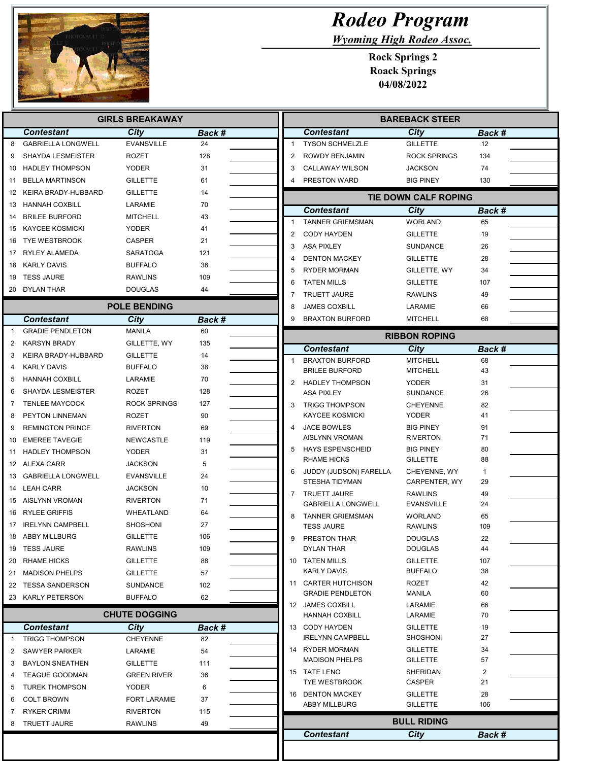# Rodeo Program

*Wyoming High Rodeo Assoc.*

**Rock Springs 2**
**Roack Springs**
**04/08/2022**

## GIRLS BREAKAWAY

| | Contestant | City | Back # |
|---|---|---|---|
| 8 | GABRIELLA LONGWELL | EVANSVILLE | 24 |
| 9 | SHAYDA LESMEISTER | ROZET | 128 |
| 10 | HADLEY THOMPSON | YODER | 31 |
| 11 | BELLA MARTINSON | GILLETTE | 61 |
| 12 | KEIRA BRADY-HUBBARD | GILLETTE | 14 |
| 13 | HANNAH COXBILL | LARAMIE | 70 |
| 14 | BRILEE BURFORD | MITCHELL | 43 |
| 15 | KAYCEE KOSMICKI | YODER | 41 |
| 16 | TYE WESTBROOK | CASPER | 21 |
| 17 | RYLEY ALAMEDA | SARATOGA | 121 |
| 18 | KARLY DAVIS | BUFFALO | 38 |
| 19 | TESS JAURE | RAWLINS | 109 |
| 20 | DYLAN THAR | DOUGLAS | 44 |

## POLE BENDING

| | Contestant | City | Back # |
|---|---|---|---|
| 1 | GRADIE PENDLETON | MANILA | 60 |
| 2 | KARSYN BRADY | GILLETTE, WY | 135 |
| 3 | KEIRA BRADY-HUBBARD | GILLETTE | 14 |
| 4 | KARLY DAVIS | BUFFALO | 38 |
| 5 | HANNAH COXBILL | LARAMIE | 70 |
| 6 | SHAYDA LESMEISTER | ROZET | 128 |
| 7 | TENLEE MAYCOCK | ROCK SPRINGS | 127 |
| 8 | PEYTON LINNEMAN | ROZET | 90 |
| 9 | REMINGTON PRINCE | RIVERTON | 69 |
| 10 | EMEREE TAVEGIE | NEWCASTLE | 119 |
| 11 | HADLEY THOMPSON | YODER | 31 |
| 12 | ALEXA CARR | JACKSON | 5 |
| 13 | GABRIELLA LONGWELL | EVANSVILLE | 24 |
| 14 | LEAH CARR | JACKSON | 10 |
| 15 | AISLYNN VROMAN | RIVERTON | 71 |
| 16 | RYLEE GRIFFIS | WHEATLAND | 64 |
| 17 | IRELYNN CAMPBELL | SHOSHONI | 27 |
| 18 | ABBY MILLBURG | GILLETTE | 106 |
| 19 | TESS JAURE | RAWLINS | 109 |
| 20 | RHAME HICKS | GILLETTE | 88 |
| 21 | MADISON PHELPS | GILLETTE | 57 |
| 22 | TESSA SANDERSON | SUNDANCE | 102 |
| 23 | KARLY PETERSON | BUFFALO | 62 |

## CHUTE DOGGING

| | Contestant | City | Back # |
|---|---|---|---|
| 1 | TRIGG THOMPSON | CHEYENNE | 82 |
| 2 | SAWYER PARKER | LARAMIE | 54 |
| 3 | BAYLON SNEATHEN | GILLETTE | 111 |
| 4 | TEAGUE GOODMAN | GREEN RIVER | 36 |
| 5 | TUREK THOMPSON | YODER | 6 |
| 6 | COLT BROWN | FORT LARAMIE | 37 |
| 7 | RYKER CRIMM | RIVERTON | 115 |
| 8 | TRUETT JAURE | RAWLINS | 49 |

## BAREBACK STEER

| | Contestant | City | Back # |
|---|---|---|---|
| 1 | TYSON SCHMELZLE | GILLETTE | 12 |
| 2 | ROWDY BENJAMIN | ROCK SPRINGS | 134 |
| 3 | CALLAWAY WILSON | JACKSON | 74 |
| 4 | PRESTON WARD | BIG PINEY | 130 |

## TIE DOWN CALF ROPING

| | Contestant | City | Back # |
|---|---|---|---|
| 1 | TANNER GRIEMSMAN | WORLAND | 65 |
| 2 | CODY HAYDEN | GILLETTE | 19 |
| 3 | ASA PIXLEY | SUNDANCE | 26 |
| 4 | DENTON MACKEY | GILLETTE | 28 |
| 5 | RYDER MORMAN | GILLETTE, WY | 34 |
| 6 | TATEN MILLS | GILLETTE | 107 |
| 7 | TRUETT JAURE | RAWLINS | 49 |
| 8 | JAMES COXBILL | LARAMIE | 66 |
| 9 | BRAXTON BURFORD | MITCHELL | 68 |

## RIBBON ROPING

| | Contestant | City | Back # |
|---|---|---|---|
| 1 | BRAXTON BURFORD | MITCHELL | 68 |
| | BRILEE BURFORD | MITCHELL | 43 |
| 2 | HADLEY THOMPSON | YODER | 31 |
| | ASA PIXLEY | SUNDANCE | 26 |
| 3 | TRIGG THOMPSON | CHEYENNE | 82 |
| | KAYCEE KOSMICKI | YODER | 41 |
| 4 | JACE BOWLES | BIG PINEY | 91 |
| | AISLYNN VROMAN | RIVERTON | 71 |
| 5 | HAYS ESPENSCHEID | BIG PINEY | 80 |
| | RHAME HICKS | GILLETTE | 88 |
| 6 | JUDDY (JUDSON) FARELLA | CHEYENNE, WY | 1 |
| | STESHA TIDYMAN | CARPENTER, WY | 29 |
| 7 | TRUETT JAURE | RAWLINS | 49 |
| | GABRIELLA LONGWELL | EVANSVILLE | 24 |
| 8 | TANNER GRIEMSMAN | WORLAND | 65 |
| | TESS JAURE | RAWLINS | 109 |
| 9 | PRESTON THAR | DOUGLAS | 22 |
| | DYLAN THAR | DOUGLAS | 44 |
| 10 | TATEN MILLS | GILLETTE | 107 |
| | KARLY DAVIS | BUFFALO | 38 |
| 11 | CARTER HUTCHISON | ROZET | 42 |
| | GRADIE PENDLETON | MANILA | 60 |
| 12 | JAMES COXBILL | LARAMIE | 66 |
| | HANNAH COXBILL | LARAMIE | 70 |
| 13 | CODY HAYDEN | GILLETTE | 19 |
| | IRELYNN CAMPBELL | SHOSHONI | 27 |
| 14 | RYDER MORMAN | GILLETTE | 34 |
| | MADISON PHELPS | GILLETTE | 57 |
| 15 | TATE LENO | SHERIDAN | 2 |
| | TYE WESTBROOK | CASPER | 21 |
| 16 | DENTON MACKEY | GILLETTE | 28 |
| | ABBY MILLBURG | GILLETTE | 106 |

## BULL RIDING

| Contestant | City | Back # |
|---|---|---|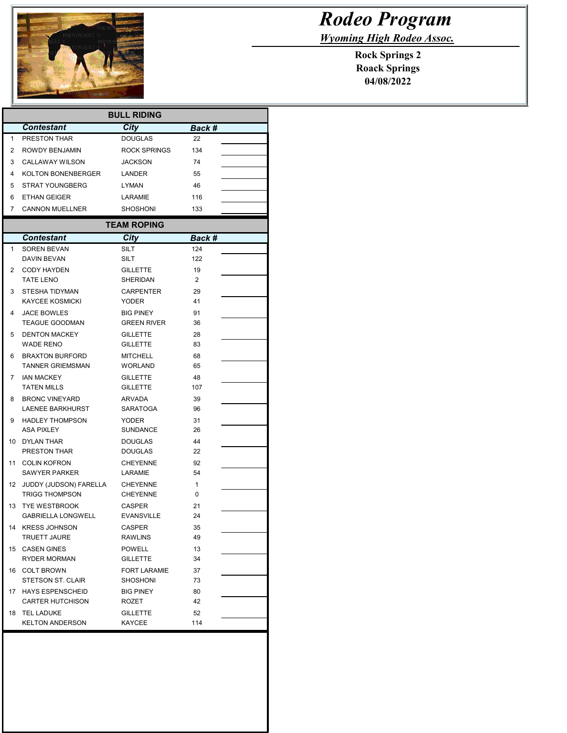# Rodeo Program

***Wyoming High Rodeo Assoc.***

**Rock Springs 2**
**Roack Springs**
**04/08/2022**

## BULL RIDING

| | Contestant | City | Back # | |
|---|---|---|---|---|
| 1 | PRESTON THAR | DOUGLAS | 22 | |
| 2 | ROWDY BENJAMIN | ROCK SPRINGS | 134 | |
| 3 | CALLAWAY WILSON | JACKSON | 74 | |
| 4 | KOLTON BONENBERGER | LANDER | 55 | |
| 5 | STRAT YOUNGBERG | LYMAN | 46 | |
| 6 | ETHAN GEIGER | LARAMIE | 116 | |
| 7 | CANNON MUELLNER | SHOSHONI | 133 | |

## TEAM ROPING

| | Contestant | City | Back # | |
|---|---|---|---|---|
| 1 | SOREN BEVAN | SILT | 124 | |
| | DAVIN BEVAN | SILT | 122 | |
| 2 | CODY HAYDEN | GILLETTE | 19 | |
| | TATE LENO | SHERIDAN | 2 | |
| 3 | STESHA TIDYMAN | CARPENTER | 29 | |
| | KAYCEE KOSMICKI | YODER | 41 | |
| 4 | JACE BOWLES | BIG PINEY | 91 | |
| | TEAGUE GOODMAN | GREEN RIVER | 36 | |
| 5 | DENTON MACKEY | GILLETTE | 28 | |
| | WADE RENO | GILLETTE | 83 | |
| 6 | BRAXTON BURFORD | MITCHELL | 68 | |
| | TANNER GRIEMSMAN | WORLAND | 65 | |
| 7 | IAN MACKEY | GILLETTE | 48 | |
| | TATEN MILLS | GILLETTE | 107 | |
| 8 | BRONC VINEYARD | ARVADA | 39 | |
| | LAENEE BARKHURST | SARATOGA | 96 | |
| 9 | HADLEY THOMPSON | YODER | 31 | |
| | ASA PIXLEY | SUNDANCE | 26 | |
| 10 | DYLAN THAR | DOUGLAS | 44 | |
| | PRESTON THAR | DOUGLAS | 22 | |
| 11 | COLIN KOFRON | CHEYENNE | 92 | |
| | SAWYER PARKER | LARAMIE | 54 | |
| 12 | JUDDY (JUDSON) FARELLA | CHEYENNE | 1 | |
| | TRIGG THOMPSON | CHEYENNE | 0 | |
| 13 | TYE WESTBROOK | CASPER | 21 | |
| | GABRIELLA LONGWELL | EVANSVILLE | 24 | |
| 14 | KRESS JOHNSON | CASPER | 35 | |
| | TRUETT JAURE | RAWLINS | 49 | |
| 15 | CASEN GINES | POWELL | 13 | |
| | RYDER MORMAN | GILLETTE | 34 | |
| 16 | COLT BROWN | FORT LARAMIE | 37 | |
| | STETSON ST. CLAIR | SHOSHONI | 73 | |
| 17 | HAYS ESPENSCHEID | BIG PINEY | 80 | |
| | CARTER HUTCHISON | ROZET | 42 | |
| 18 | TEL LADUKE | GILLETTE | 52 | |
| | KELTON ANDERSON | KAYCEE | 114 | |